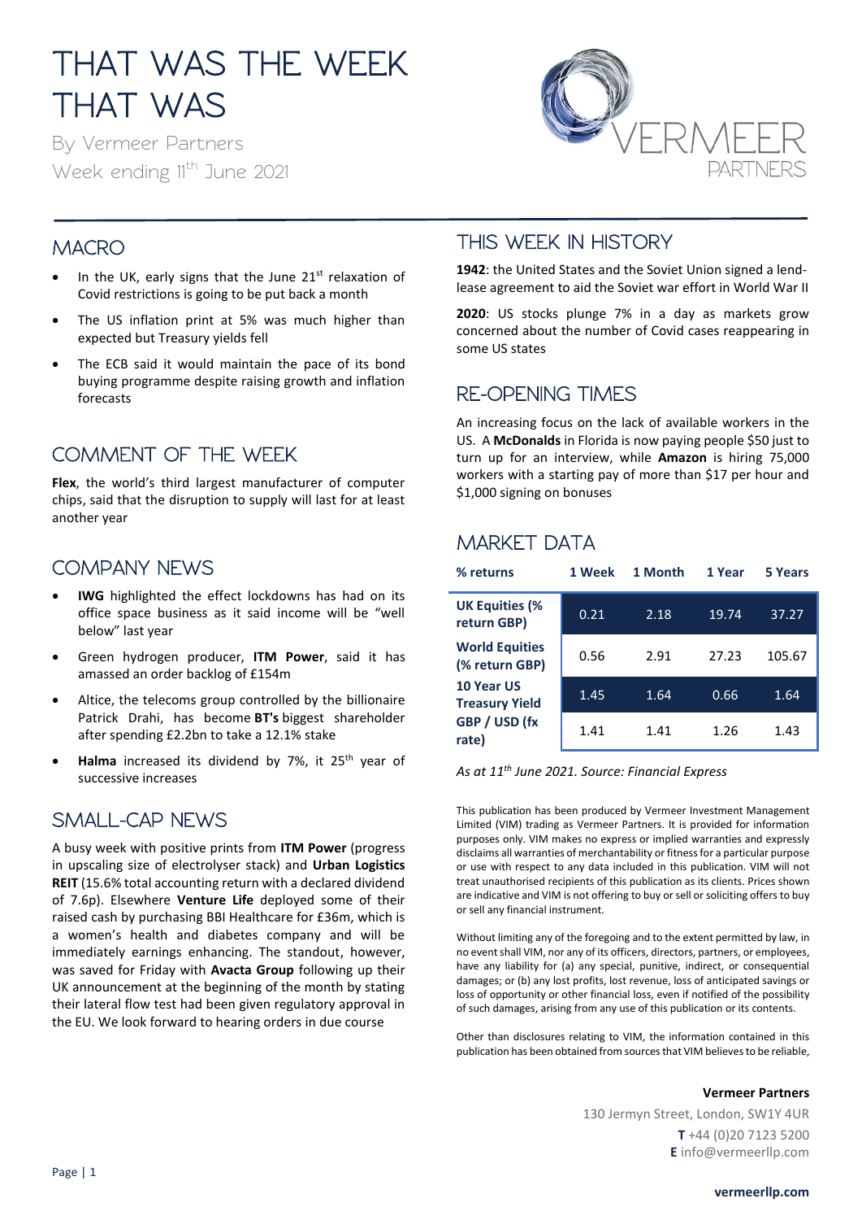# THAT WAS THE WEEK THAT WAS

By Vermeer Partners

Week ending 11th June 2021

## MACRO

- In the UK, early signs that the June 21st relaxation of Covid restrictions is going to be put back a month
- The US inflation print at 5% was much higher than expected but Treasury yields fell
- The ECB said it would maintain the pace of its bond buying programme despite raising growth and inflation forecasts

## COMMENT OF THE WEEK

**Flex**, the world's third largest manufacturer of computer chips, said that the disruption to supply will last for at least another year

## COMPANY NEWS

- **IWG** highlighted the effect lockdowns has had on its office space business as it said income will be "well below" last year
- Green hydrogen producer, **ITM Power**, said it has amassed an order backlog of £154m
- Altice, the telecoms group controlled by the billionaire Patrick Drahi, has become **BT's** biggest shareholder after spending £2.2bn to take a 12.1% stake
- **Halma** increased its dividend by 7%, it 25th year of successive increases

## SMALL-CAP NEWS

A busy week with positive prints from **ITM Power** (progress in upscaling size of electrolyser stack) and **Urban Logistics REIT** (15.6% total accounting return with a declared dividend of 7.6p). Elsewhere **Venture Life** deployed some of their raised cash by purchasing BBI Healthcare for £36m, which is a women's health and diabetes company and will be immediately earnings enhancing. The standout, however, was saved for Friday with **Avacta Group** following up their UK announcement at the beginning of the month by stating their lateral flow test had been given regulatory approval in the EU. We look forward to hearing orders in due course

## THIS WEEK IN HISTORY

**1942**: the United States and the Soviet Union signed a lend-lease agreement to aid the Soviet war effort in World War II

**2020**: US stocks plunge 7% in a day as markets grow concerned about the number of Covid cases reappearing in some US states

## RE-OPENING TIMES

An increasing focus on the lack of available workers in the US. A **McDonalds** in Florida is now paying people $50 just to turn up for an interview, while **Amazon** is hiring 75,000 workers with a starting pay of more than $17 per hour and $1,000 signing on bonuses

## MARKET DATA

| % returns | 1 Week | 1 Month | 1 Year | 5 Years |
|---|---|---|---|---|
| UK Equities (% return GBP) | 0.21 | 2.18 | 19.74 | 37.27 |
| World Equities (% return GBP) | 0.56 | 2.91 | 27.23 | 105.67 |
| 10 Year US Treasury Yield | 1.45 | 1.64 | 0.66 | 1.64 |
| GBP / USD (fx rate) | 1.41 | 1.41 | 1.26 | 1.43 |

*As at 11th June 2021. Source: Financial Express*

This publication has been produced by Vermeer Investment Management Limited (VIM) trading as Vermeer Partners. It is provided for information purposes only. VIM makes no express or implied warranties and expressly disclaims all warranties of merchantability or fitness for a particular purpose or use with respect to any data included in this publication. VIM will not treat unauthorised recipients of this publication as its clients. Prices shown are indicative and VIM is not offering to buy or sell or soliciting offers to buy or sell any financial instrument.

Without limiting any of the foregoing and to the extent permitted by law, in no event shall VIM, nor any of its officers, directors, partners, or employees, have any liability for (a) any special, punitive, indirect, or consequential damages; or (b) any lost profits, lost revenue, loss of anticipated savings or loss of opportunity or other financial loss, even if notified of the possibility of such damages, arising from any use of this publication or its contents.

Other than disclosures relating to VIM, the information contained in this publication has been obtained from sources that VIM believes to be reliable,

**Vermeer Partners**
130 Jermyn Street, London, SW1Y 4UR
**T** +44 (0)20 7123 5200
**E** info@vermeerllp.com

**vermeerllp.com**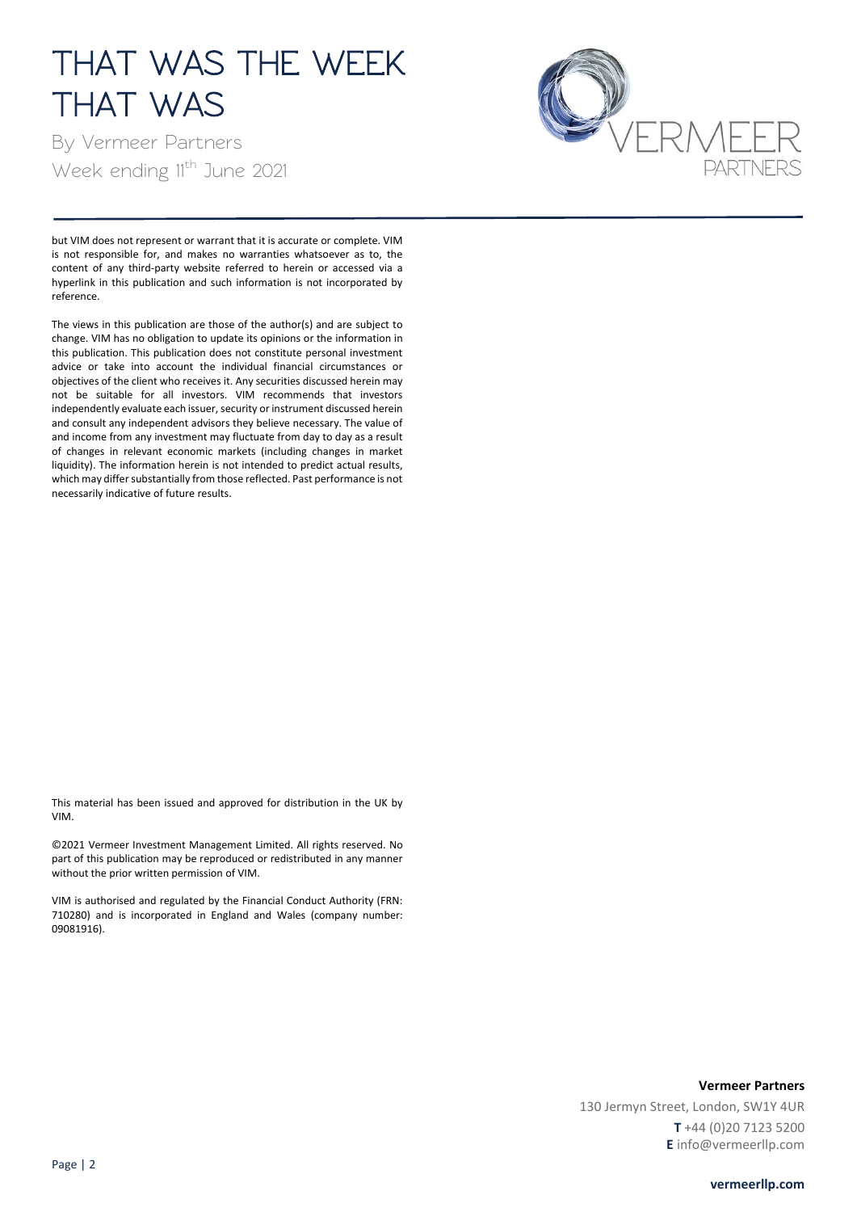but VIM does not represent or warrant that it is accurate or complete. VIM is not responsible for, and makes no warranties whatsoever as to, the content of any third-party website referred to herein or accessed via a hyperlink in this publication and such information is not incorporated by reference.

The views in this publication are those of the author(s) and are subject to change. VIM has no obligation to update its opinions or the information in this publication. This publication does not constitute personal investment advice or take into account the individual financial circumstances or objectives of the client who receives it. Any securities discussed herein may not be suitable for all investors. VIM recommends that investors independently evaluate each issuer, security or instrument discussed herein and consult any independent advisors they believe necessary. The value of and income from any investment may fluctuate from day to day as a result of changes in relevant economic markets (including changes in market liquidity). The information herein is not intended to predict actual results, which may differ substantially from those reflected. Past performance is not necessarily indicative of future results.

This material has been issued and approved for distribution in the UK by VIM.

©2021 Vermeer Investment Management Limited. All rights reserved. No part of this publication may be reproduced or redistributed in any manner without the prior written permission of VIM.

VIM is authorised and regulated by the Financial Conduct Authority (FRN: 710280) and is incorporated in England and Wales (company number: 09081916).

**Vermeer Partners**

130 Jermyn Street, London, SW1Y 4UR

**T** +44 (0)20 7123 5200

**E** info@vermeerllp.com

**vermeerllp.com**